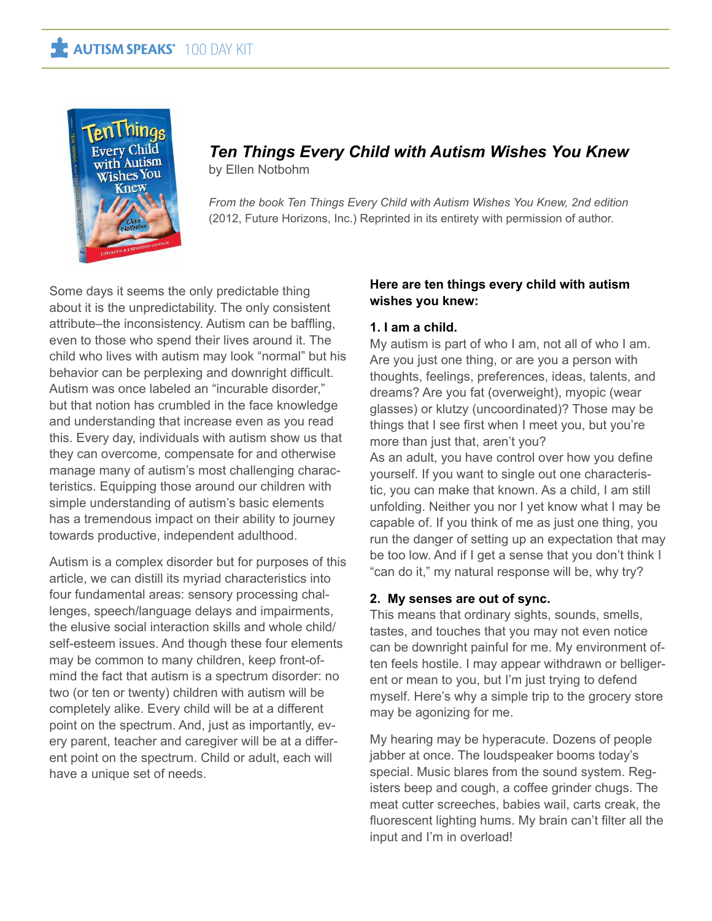# *Ten Things Every Child with Autism Wishes You Knew*

by Ellen Notbohm

*From the book Ten Things Every Child with Autism Wishes You Knew, 2nd edition* (2012, Future Horizons, Inc.) Reprinted in its entirety with permission of author.

Some days it seems the only predictable thing about it is the unpredictability. The only consistent attribute–the inconsistency. Autism can be baffling, even to those who spend their lives around it. The child who lives with autism may look "normal" but his behavior can be perplexing and downright difficult. Autism was once labeled an "incurable disorder," but that notion has crumbled in the face knowledge and understanding that increase even as you read this. Every day, individuals with autism show us that they can overcome, compensate for and otherwise manage many of autism's most challenging characteristics. Equipping those around our children with simple understanding of autism's basic elements has a tremendous impact on their ability to journey towards productive, independent adulthood.

Autism is a complex disorder but for purposes of this article, we can distill its myriad characteristics into four fundamental areas: sensory processing challenges, speech/language delays and impairments, the elusive social interaction skills and whole child/self-esteem issues. And though these four elements may be common to many children, keep front-of-mind the fact that autism is a spectrum disorder: no two (or ten or twenty) children with autism will be completely alike. Every child will be at a different point on the spectrum. And, just as importantly, every parent, teacher and caregiver will be at a different point on the spectrum. Child or adult, each will have a unique set of needs.

**Here are ten things every child with autism wishes you knew:**

**1. I am a child.**

My autism is part of who I am, not all of who I am. Are you just one thing, or are you a person with thoughts, feelings, preferences, ideas, talents, and dreams? Are you fat (overweight), myopic (wear glasses) or klutzy (uncoordinated)? Those may be things that I see first when I meet you, but you're more than just that, aren't you?

As an adult, you have control over how you define yourself. If you want to single out one characteristic, you can make that known. As a child, I am still unfolding. Neither you nor I yet know what I may be capable of. If you think of me as just one thing, you run the danger of setting up an expectation that may be too low. And if I get a sense that you don't think I "can do it," my natural response will be, why try?

**2. My senses are out of sync.**

This means that ordinary sights, sounds, smells, tastes, and touches that you may not even notice can be downright painful for me. My environment often feels hostile. I may appear withdrawn or belligerent or mean to you, but I'm just trying to defend myself. Here's why a simple trip to the grocery store may be agonizing for me.

My hearing may be hyperacute. Dozens of people jabber at once. The loudspeaker booms today's special. Music blares from the sound system. Registers beep and cough, a coffee grinder chugs. The meat cutter screeches, babies wail, carts creak, the fluorescent lighting hums. My brain can't filter all the input and I'm in overload!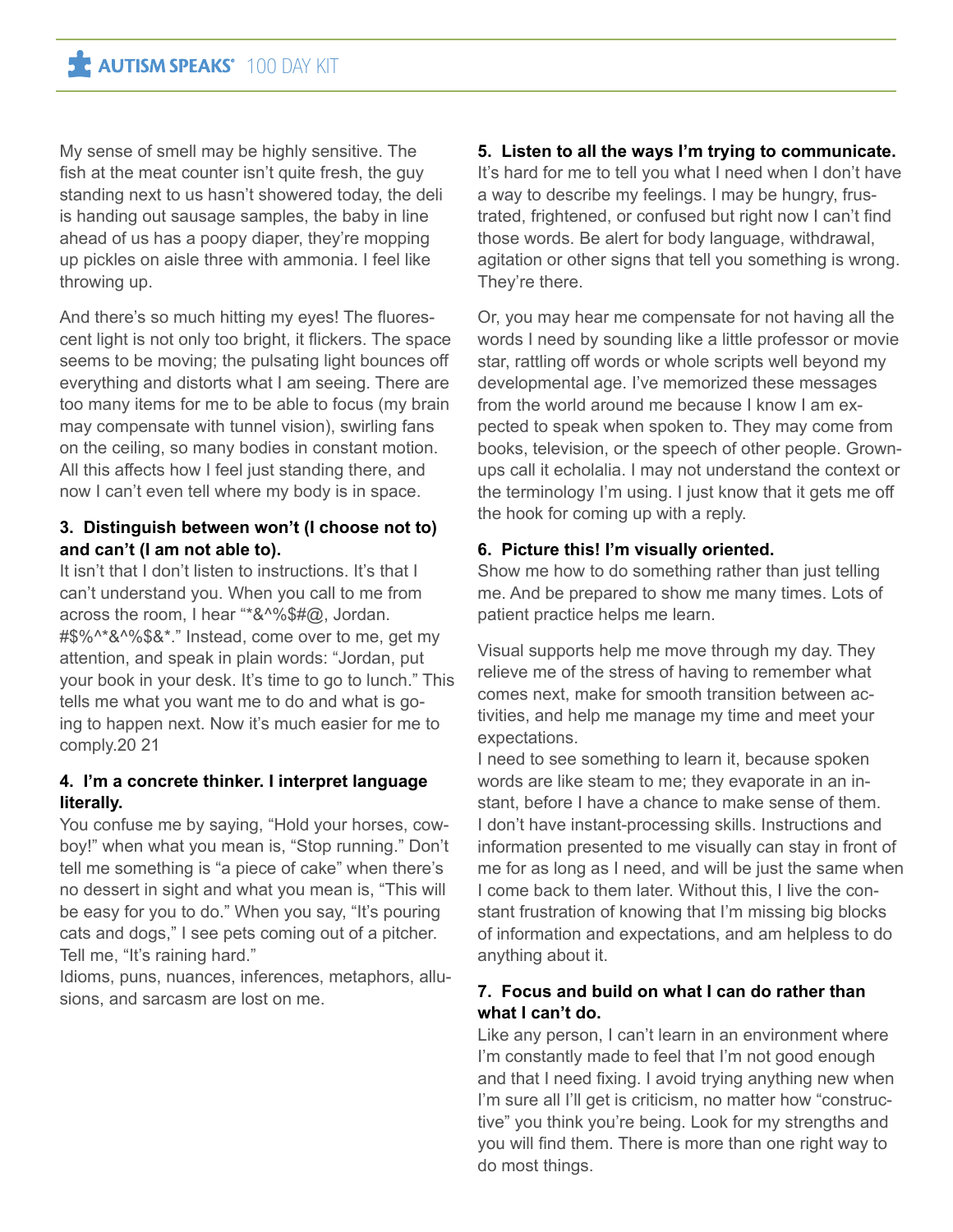My sense of smell may be highly sensitive. The fish at the meat counter isn't quite fresh, the guy standing next to us hasn't showered today, the deli is handing out sausage samples, the baby in line ahead of us has a poopy diaper, they're mopping up pickles on aisle three with ammonia. I feel like throwing up.

And there's so much hitting my eyes! The fluorescent light is not only too bright, it flickers. The space seems to be moving; the pulsating light bounces off everything and distorts what I am seeing. There are too many items for me to be able to focus (my brain may compensate with tunnel vision), swirling fans on the ceiling, so many bodies in constant motion. All this affects how I feel just standing there, and now I can't even tell where my body is in space.

**3. Distinguish between won't (I choose not to) and can't (I am not able to).**

It isn't that I don't listen to instructions. It's that I can't understand you. When you call to me from across the room, I hear "*&^%$#@, Jordan. #$%^*&^%$&*." Instead, come over to me, get my attention, and speak in plain words: "Jordan, put your book in your desk. It's time to go to lunch." This tells me what you want me to do and what is going to happen next. Now it's much easier for me to comply.20 21

**4. I'm a concrete thinker. I interpret language literally.**

You confuse me by saying, "Hold your horses, cowboy!" when what you mean is, "Stop running." Don't tell me something is "a piece of cake" when there's no dessert in sight and what you mean is, "This will be easy for you to do." When you say, "It's pouring cats and dogs," I see pets coming out of a pitcher. Tell me, "It's raining hard."

Idioms, puns, nuances, inferences, metaphors, allusions, and sarcasm are lost on me.

**5. Listen to all the ways I'm trying to communicate.**

It's hard for me to tell you what I need when I don't have a way to describe my feelings. I may be hungry, frustrated, frightened, or confused but right now I can't find those words. Be alert for body language, withdrawal, agitation or other signs that tell you something is wrong. They're there.

Or, you may hear me compensate for not having all the words I need by sounding like a little professor or movie star, rattling off words or whole scripts well beyond my developmental age. I've memorized these messages from the world around me because I know I am expected to speak when spoken to. They may come from books, television, or the speech of other people. Grown-ups call it echolalia. I may not understand the context or the terminology I'm using. I just know that it gets me off the hook for coming up with a reply.

**6. Picture this! I'm visually oriented.**

Show me how to do something rather than just telling me. And be prepared to show me many times. Lots of patient practice helps me learn.

Visual supports help me move through my day. They relieve me of the stress of having to remember what comes next, make for smooth transition between activities, and help me manage my time and meet your expectations.

I need to see something to learn it, because spoken words are like steam to me; they evaporate in an instant, before I have a chance to make sense of them. I don't have instant-processing skills. Instructions and information presented to me visually can stay in front of me for as long as I need, and will be just the same when I come back to them later. Without this, I live the constant frustration of knowing that I'm missing big blocks of information and expectations, and am helpless to do anything about it.

**7. Focus and build on what I can do rather than what I can't do.**

Like any person, I can't learn in an environment where I'm constantly made to feel that I'm not good enough and that I need fixing. I avoid trying anything new when I'm sure all I'll get is criticism, no matter how "constructive" you think you're being. Look for my strengths and you will find them. There is more than one right way to do most things.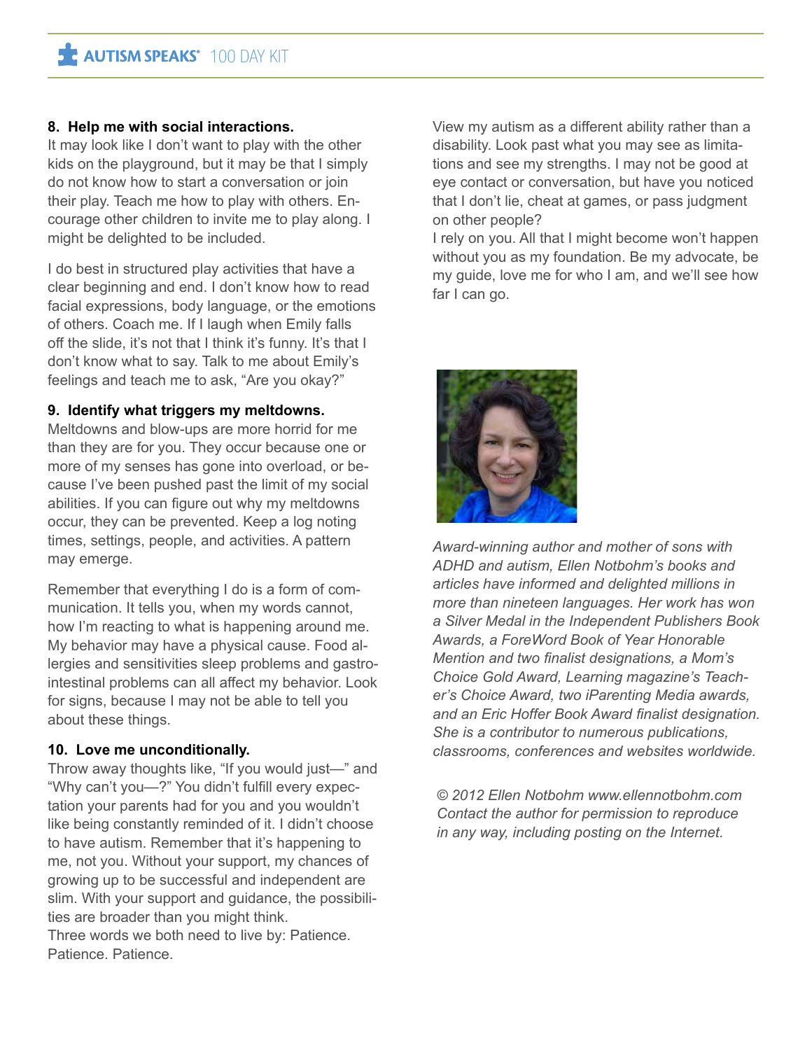### 8. Help me with social interactions.

It may look like I don't want to play with the other kids on the playground, but it may be that I simply do not know how to start a conversation or join their play. Teach me how to play with others. Encourage other children to invite me to play along. I might be delighted to be included.

I do best in structured play activities that have a clear beginning and end. I don't know how to read facial expressions, body language, or the emotions of others. Coach me. If I laugh when Emily falls off the slide, it's not that I think it's funny. It's that I don't know what to say. Talk to me about Emily's feelings and teach me to ask, "Are you okay?"

### 9. Identify what triggers my meltdowns.

Meltdowns and blow-ups are more horrid for me than they are for you. They occur because one or more of my senses has gone into overload, or because I've been pushed past the limit of my social abilities. If you can figure out why my meltdowns occur, they can be prevented. Keep a log noting times, settings, people, and activities. A pattern may emerge.

Remember that everything I do is a form of communication. It tells you, when my words cannot, how I'm reacting to what is happening around me. My behavior may have a physical cause. Food allergies and sensitivities sleep problems and gastrointestinal problems can all affect my behavior. Look for signs, because I may not be able to tell you about these things.

### 10. Love me unconditionally.

Throw away thoughts like, "If you would just—" and "Why can't you—?" You didn't fulfill every expectation your parents had for you and you wouldn't like being constantly reminded of it. I didn't choose to have autism. Remember that it's happening to me, not you. Without your support, my chances of growing up to be successful and independent are slim. With your support and guidance, the possibilities are broader than you might think.
Three words we both need to live by: Patience. Patience. Patience.

View my autism as a different ability rather than a disability. Look past what you may see as limitations and see my strengths. I may not be good at eye contact or conversation, but have you noticed that I don't lie, cheat at games, or pass judgment on other people?
I rely on you. All that I might become won't happen without you as my foundation. Be my advocate, be my guide, love me for who I am, and we'll see how far I can go.

*Award-winning author and mother of sons with ADHD and autism, Ellen Notbohm's books and articles have informed and delighted millions in more than nineteen languages. Her work has won a Silver Medal in the Independent Publishers Book Awards, a ForeWord Book of Year Honorable Mention and two finalist designations, a Mom's Choice Gold Award, Learning magazine's Teacher's Choice Award, two iParenting Media awards, and an Eric Hoffer Book Award finalist designation. She is a contributor to numerous publications, classrooms, conferences and websites worldwide.*

*© 2012 Ellen Notbohm www.ellennotbohm.com Contact the author for permission to reproduce in any way, including posting on the Internet.*